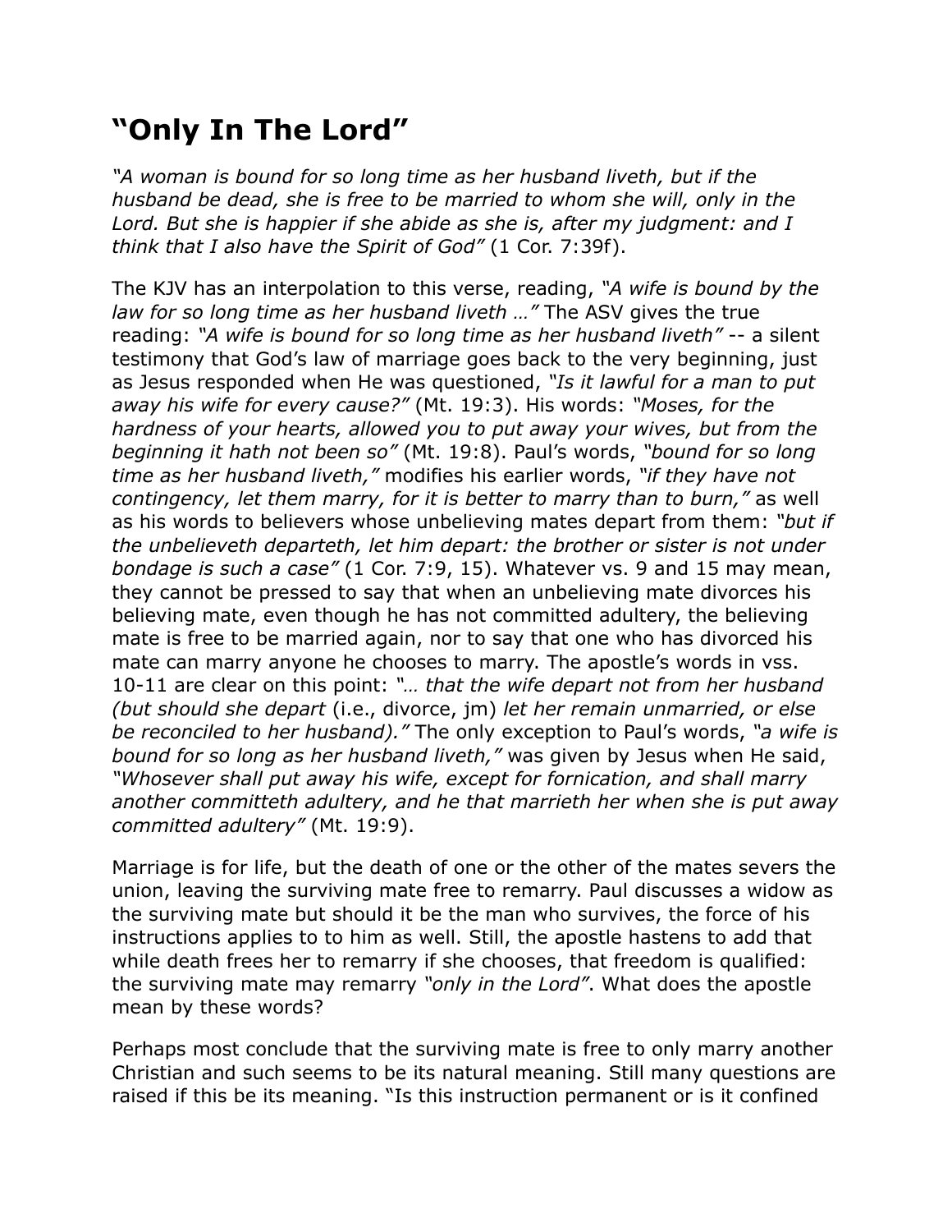# "Only In The Lord"

*"A woman is bound for so long time as her husband liveth, but if the husband be dead, she is free to be married to whom she will, only in the Lord. But she is happier if she abide as she is, after my judgment: and I think that I also have the Spirit of God"* (1 Cor. 7:39f).

The KJV has an interpolation to this verse, reading, *"A wife is bound by the law for so long time as her husband liveth …"* The ASV gives the true reading: *"A wife is bound for so long time as her husband liveth"* -- a silent testimony that God's law of marriage goes back to the very beginning, just as Jesus responded when He was questioned, *"Is it lawful for a man to put away his wife for every cause?"* (Mt. 19:3). His words: *"Moses, for the hardness of your hearts, allowed you to put away your wives, but from the beginning it hath not been so"* (Mt. 19:8). Paul's words, *"bound for so long time as her husband liveth,"* modifies his earlier words, *"if they have not contingency, let them marry, for it is better to marry than to burn,"* as well as his words to believers whose unbelieving mates depart from them: *"but if the unbelieveth departeth, let him depart: the brother or sister is not under bondage is such a case"* (1 Cor. 7:9, 15). Whatever vs. 9 and 15 may mean, they cannot be pressed to say that when an unbelieving mate divorces his believing mate, even though he has not committed adultery, the believing mate is free to be married again, nor to say that one who has divorced his mate can marry anyone he chooses to marry. The apostle's words in vss. 10-11 are clear on this point: *"… that the wife depart not from her husband (but should she depart* (i.e., divorce, jm) *let her remain unmarried, or else be reconciled to her husband)."* The only exception to Paul's words, *"a wife is bound for so long as her husband liveth,"* was given by Jesus when He said, *"Whosever shall put away his wife, except for fornication, and shall marry another committeth adultery, and he that marrieth her when she is put away committed adultery"* (Mt. 19:9).

Marriage is for life, but the death of one or the other of the mates severs the union, leaving the surviving mate free to remarry. Paul discusses a widow as the surviving mate but should it be the man who survives, the force of his instructions applies to to him as well. Still, the apostle hastens to add that while death frees her to remarry if she chooses, that freedom is qualified: the surviving mate may remarry *"only in the Lord"*. What does the apostle mean by these words?

Perhaps most conclude that the surviving mate is free to only marry another Christian and such seems to be its natural meaning. Still many questions are raised if this be its meaning. "Is this instruction permanent or is it confined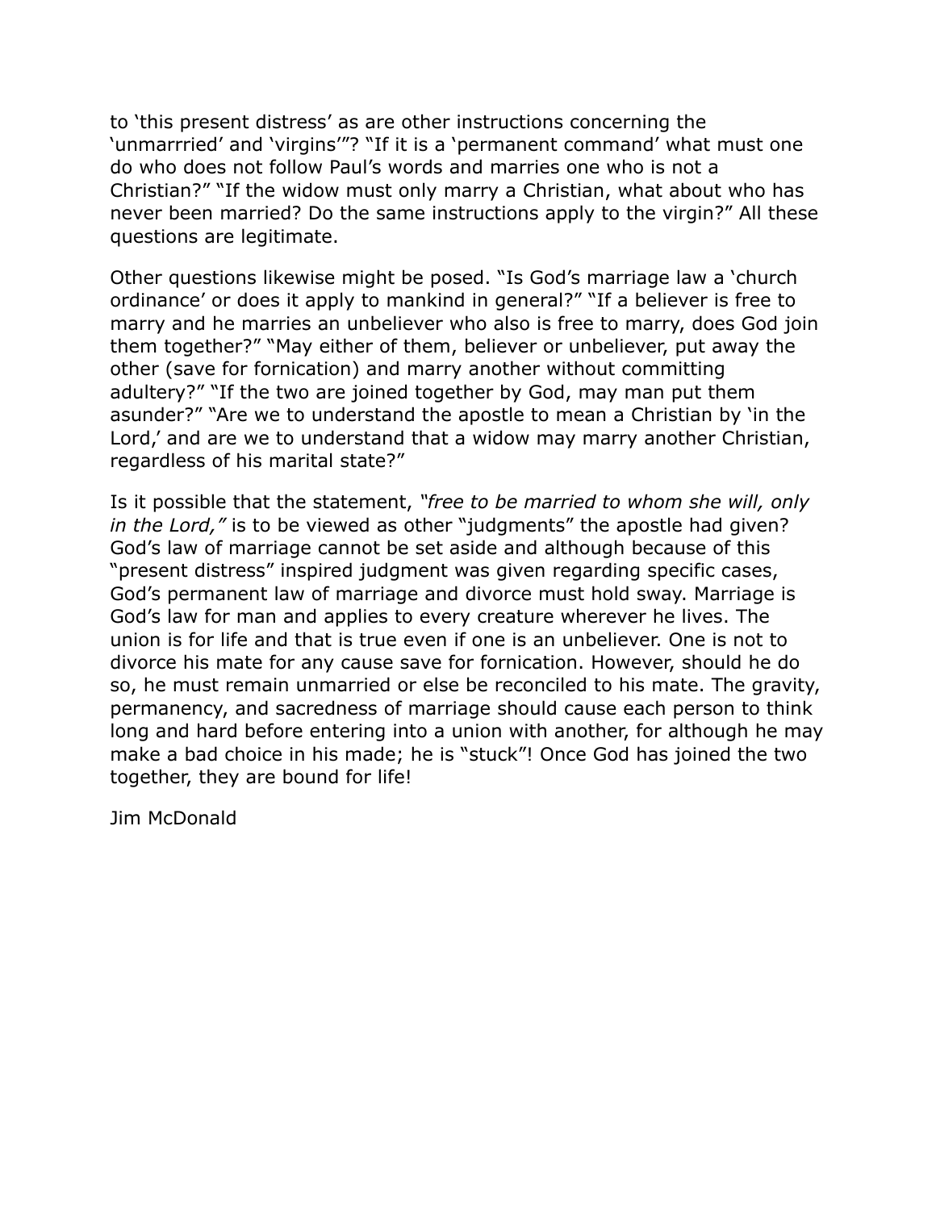to 'this present distress' as are other instructions concerning the 'unmarrried' and 'virgins'"? "If it is a 'permanent command' what must one do who does not follow Paul's words and marries one who is not a Christian?" "If the widow must only marry a Christian, what about who has never been married? Do the same instructions apply to the virgin?" All these questions are legitimate.

Other questions likewise might be posed. "Is God's marriage law a 'church ordinance' or does it apply to mankind in general?" "If a believer is free to marry and he marries an unbeliever who also is free to marry, does God join them together?" "May either of them, believer or unbeliever, put away the other (save for fornication) and marry another without committing adultery?" "If the two are joined together by God, may man put them asunder?" "Are we to understand the apostle to mean a Christian by 'in the Lord,' and are we to understand that a widow may marry another Christian, regardless of his marital state?"

Is it possible that the statement, *"free to be married to whom she will, only in the Lord,"* is to be viewed as other "judgments" the apostle had given? God's law of marriage cannot be set aside and although because of this "present distress" inspired judgment was given regarding specific cases, God's permanent law of marriage and divorce must hold sway. Marriage is God's law for man and applies to every creature wherever he lives. The union is for life and that is true even if one is an unbeliever. One is not to divorce his mate for any cause save for fornication. However, should he do so, he must remain unmarried or else be reconciled to his mate. The gravity, permanency, and sacredness of marriage should cause each person to think long and hard before entering into a union with another, for although he may make a bad choice in his made; he is "stuck"! Once God has joined the two together, they are bound for life!

Jim McDonald